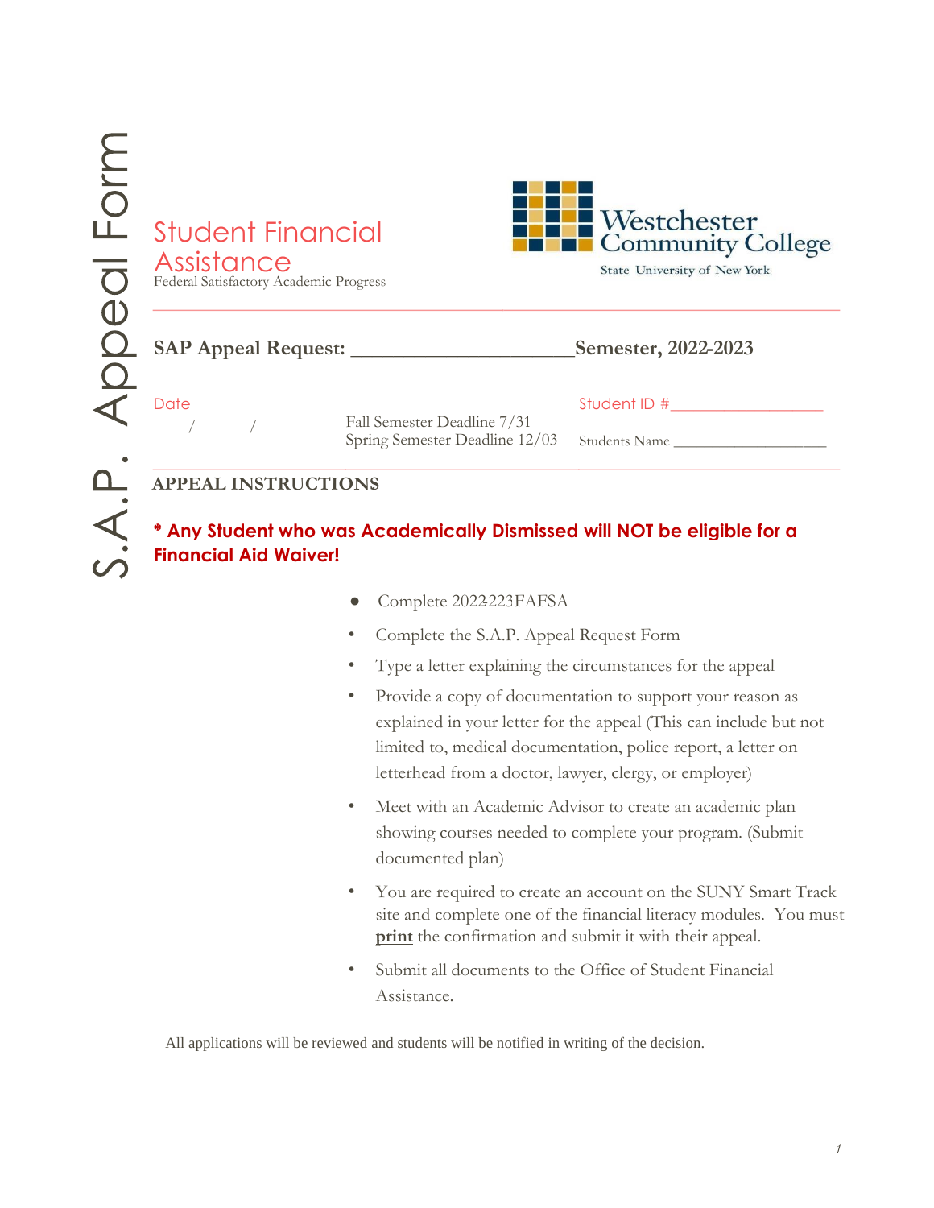S.A.P. Appeal Form

# Student Financial Assistance

Federal Satisfactory Academic Progress

Westchester Community College
State University of New York

---

**SAP Appeal Request: ______________________Semester, 2022-2023**

Date
/ /

Fall Semester Deadline 7/31
Spring Semester Deadline 12/03

Student ID #__________________

Students Name __________________

---

## APPEAL INSTRUCTIONS

**\* Any Student who was Academically Dismissed will NOT be eligible for a Financial Aid Waiver!**

- Complete 2022-223FAFSA
- Complete the S.A.P. Appeal Request Form
- Type a letter explaining the circumstances for the appeal
- Provide a copy of documentation to support your reason as explained in your letter for the appeal (This can include but not limited to, medical documentation, police report, a letter on letterhead from a doctor, lawyer, clergy, or employer)
- Meet with an Academic Advisor to create an academic plan showing courses needed to complete your program. (Submit documented plan)
- You are required to create an account on the SUNY Smart Track site and complete one of the financial literacy modules. You must **print** the confirmation and submit it with their appeal.
- Submit all documents to the Office of Student Financial Assistance.

All applications will be reviewed and students will be notified in writing of the decision.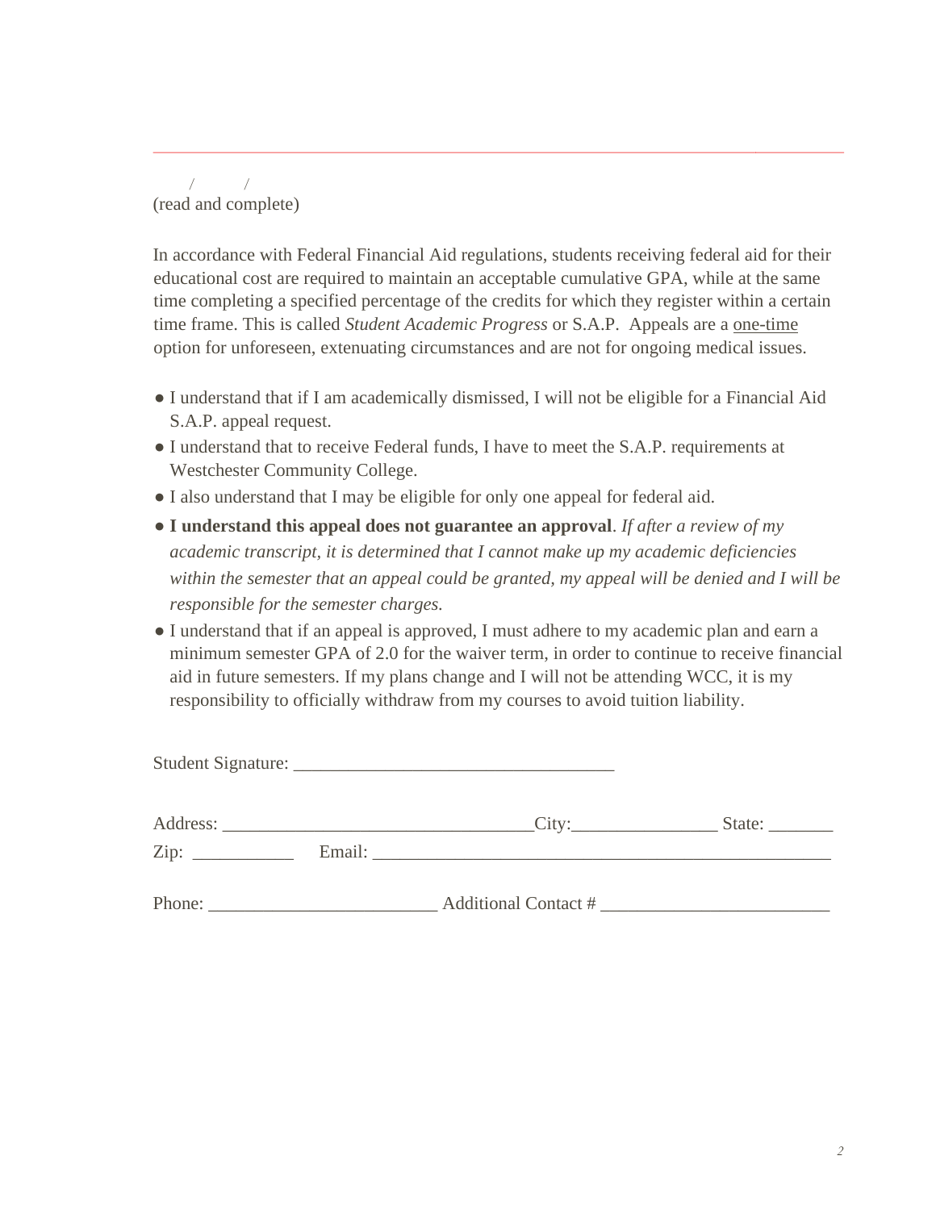/ /
(read and complete)

In accordance with Federal Financial Aid regulations, students receiving federal aid for their educational cost are required to maintain an acceptable cumulative GPA, while at the same time completing a specified percentage of the credits for which they register within a certain time frame. This is called *Student Academic Progress* or S.A.P. Appeals are a one-time option for unforeseen, extenuating circumstances and are not for ongoing medical issues.

- I understand that if I am academically dismissed, I will not be eligible for a Financial Aid S.A.P. appeal request.
- I understand that to receive Federal funds, I have to meet the S.A.P. requirements at Westchester Community College.
- I also understand that I may be eligible for only one appeal for federal aid.
- **I understand this appeal does not guarantee an approval**. *If after a review of my academic transcript, it is determined that I cannot make up my academic deficiencies within the semester that an appeal could be granted, my appeal will be denied and I will be responsible for the semester charges.*
- I understand that if an appeal is approved, I must adhere to my academic plan and earn a minimum semester GPA of 2.0 for the waiver term, in order to continue to receive financial aid in future semesters. If my plans change and I will not be attending WCC, it is my responsibility to officially withdraw from my courses to avoid tuition liability.

Student Signature: ___________________________________

Address: _________________________________City:________________ State: _______
Zip: ___________ Email: ___________________________________________________

Phone: ________________________ Additional Contact # ________________________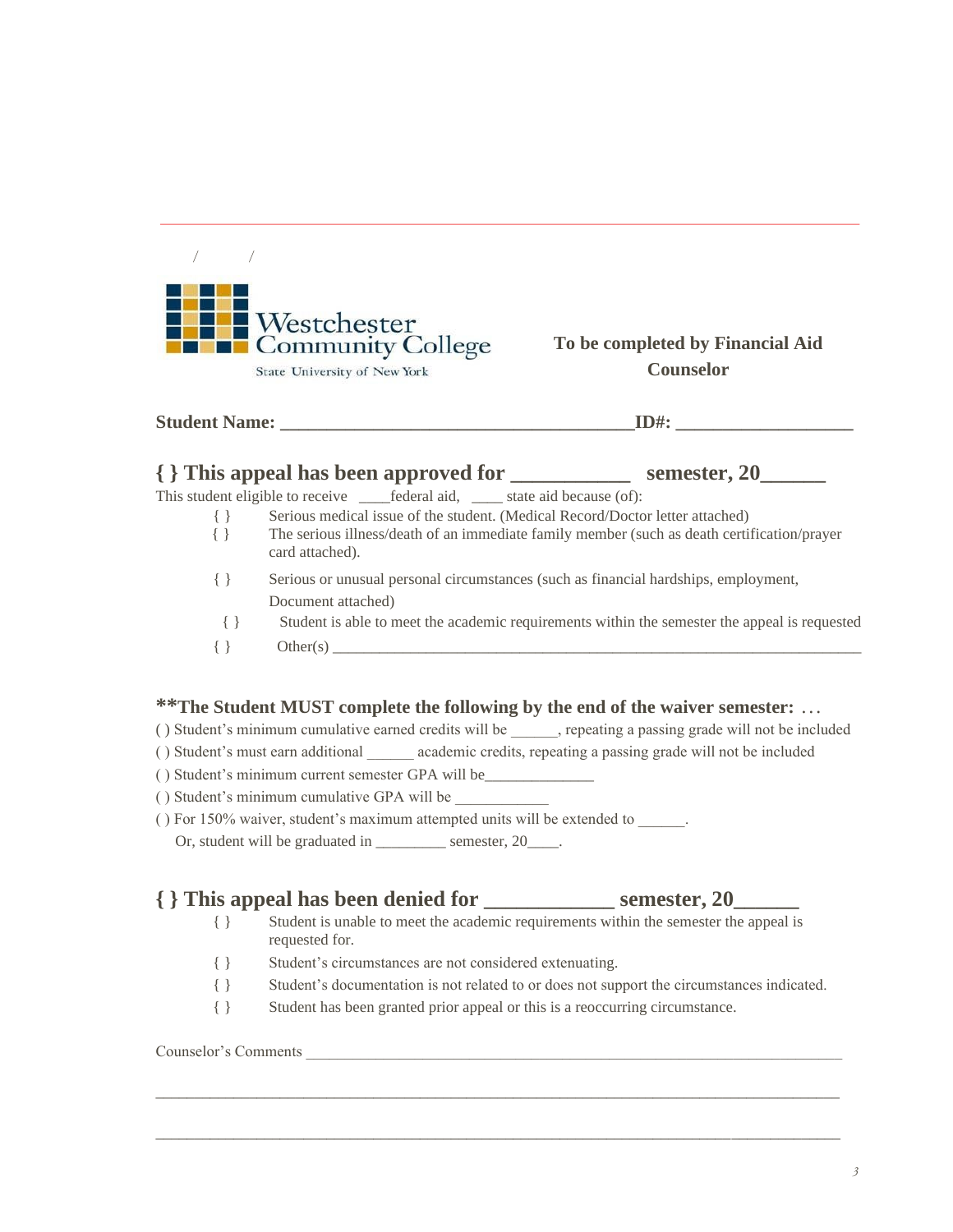/ /

Westchester Community College
State University of New York

**To be completed by Financial Aid Counselor**

**Student Name: ______________________________________ID#: __________________**

## { } This appeal has been approved for ___________ semester, 20______

This student eligible to receive ____federal aid, ____ state aid because (of):

- { } Serious medical issue of the student. (Medical Record/Doctor letter attached)
- { } The serious illness/death of an immediate family member (such as death certification/prayer card attached).
- { } Serious or unusual personal circumstances (such as financial hardships, employment, Document attached)
- { } Student is able to meet the academic requirements within the semester the appeal is requested
- { } Other(s) ______________________________________________________________________

### **The Student MUST complete the following by the end of the waiver semester: …

( ) Student's minimum cumulative earned credits will be ______, repeating a passing grade will not be included

( ) Student's must earn additional ______ academic credits, repeating a passing grade will not be included

( ) Student's minimum current semester GPA will be______________

( ) Student's minimum cumulative GPA will be ____________

( ) For 150% waiver, student's maximum attempted units will be extended to ______.
Or, student will be graduated in _________ semester, 20____.

## { } This appeal has been denied for ____________ semester, 20______

- { } Student is unable to meet the academic requirements within the semester the appeal is requested for.
- { } Student's circumstances are not considered extenuating.
- { } Student's documentation is not related to or does not support the circumstances indicated.
- { } Student has been granted prior appeal or this is a reoccurring circumstance.

Counselor's Comments ____________________________________________________________________

_______________________________________________________________________________________

_______________________________________________________________________________________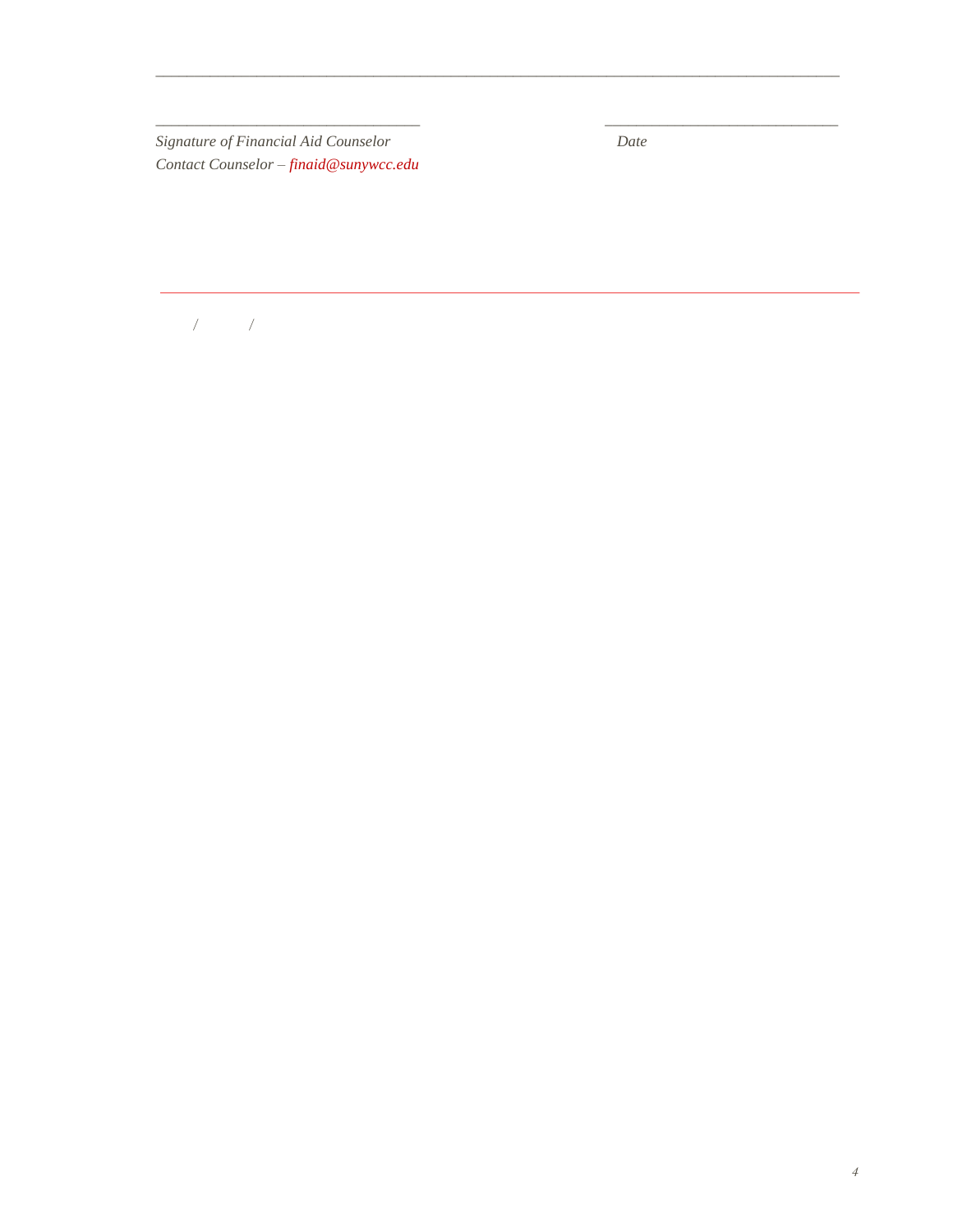______________________________________________________________________________

________________________________ ____________________________

*Signature of Financial Aid Counselor* *Date*

*Contact Counselor – finaid@sunywcc.edu*

---

/ /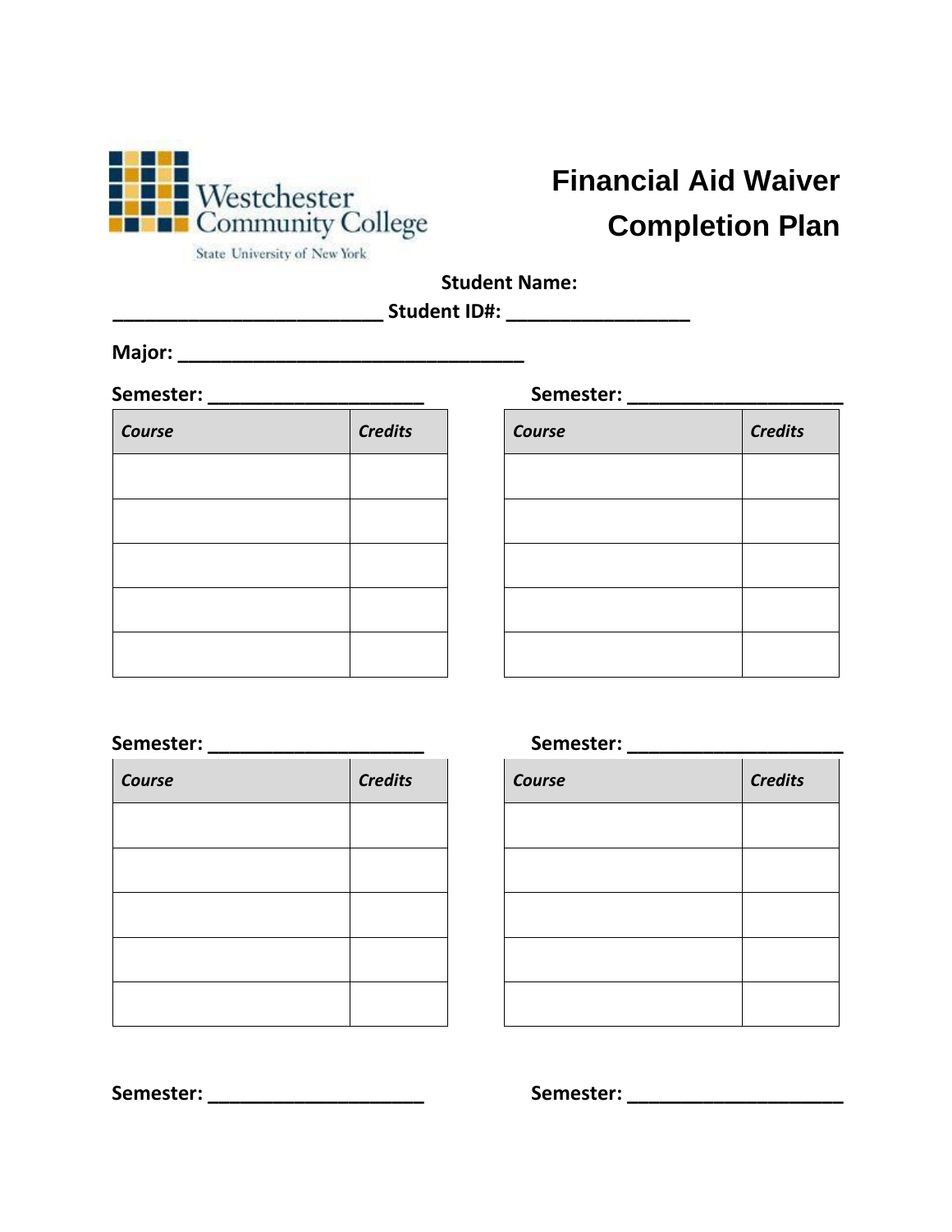Westchester Community College
State University of New York

# Financial Aid Waiver Completion Plan

**Student Name: ___________________________ Student ID#: __________________**

**Major: ___________________________________**

**Semester: _____________________**

| *Course* | *Credits* |
|---|---|
| | |
| | |
| | |
| | |
| | |

**Semester: _____________________**

| *Course* | *Credits* |
|---|---|
| | |
| | |
| | |
| | |
| | |

**Semester: _____________________**

| *Course* | *Credits* |
|---|---|
| | |
| | |
| | |
| | |
| | |

**Semester: _____________________**

| *Course* | *Credits* |
|---|---|
| | |
| | |
| | |
| | |
| | |

**Semester: _____________________**

**Semester: _____________________**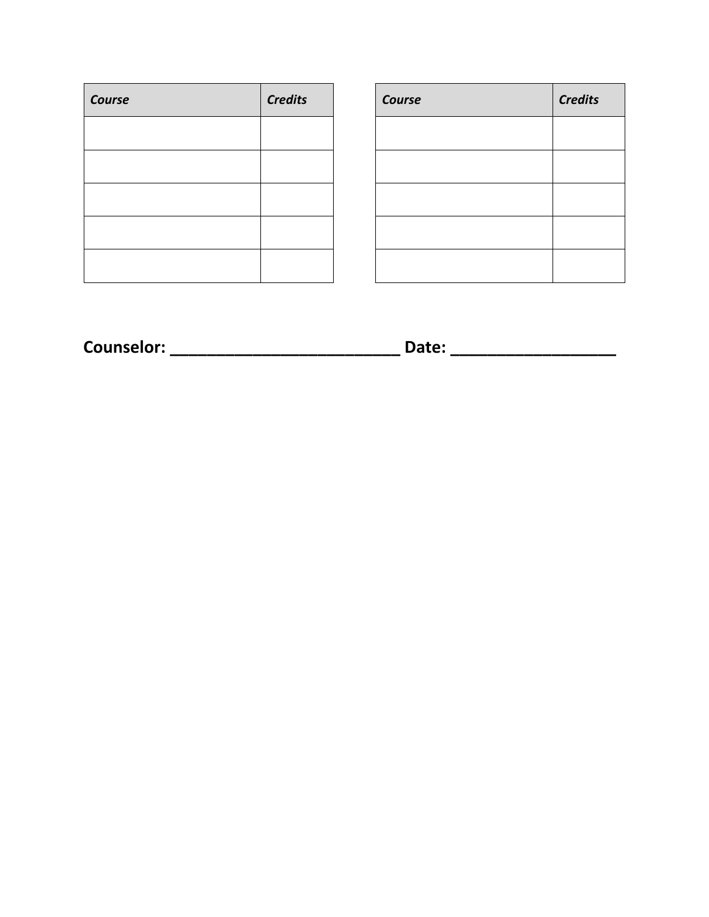| *Course* | *Credits* |
|---|---|
| | |
| | |
| | |
| | |
| | |

| *Course* | *Credits* |
|---|---|
| | |
| | |
| | |
| | |
| | |

**Counselor: __________________________ Date: __________________**